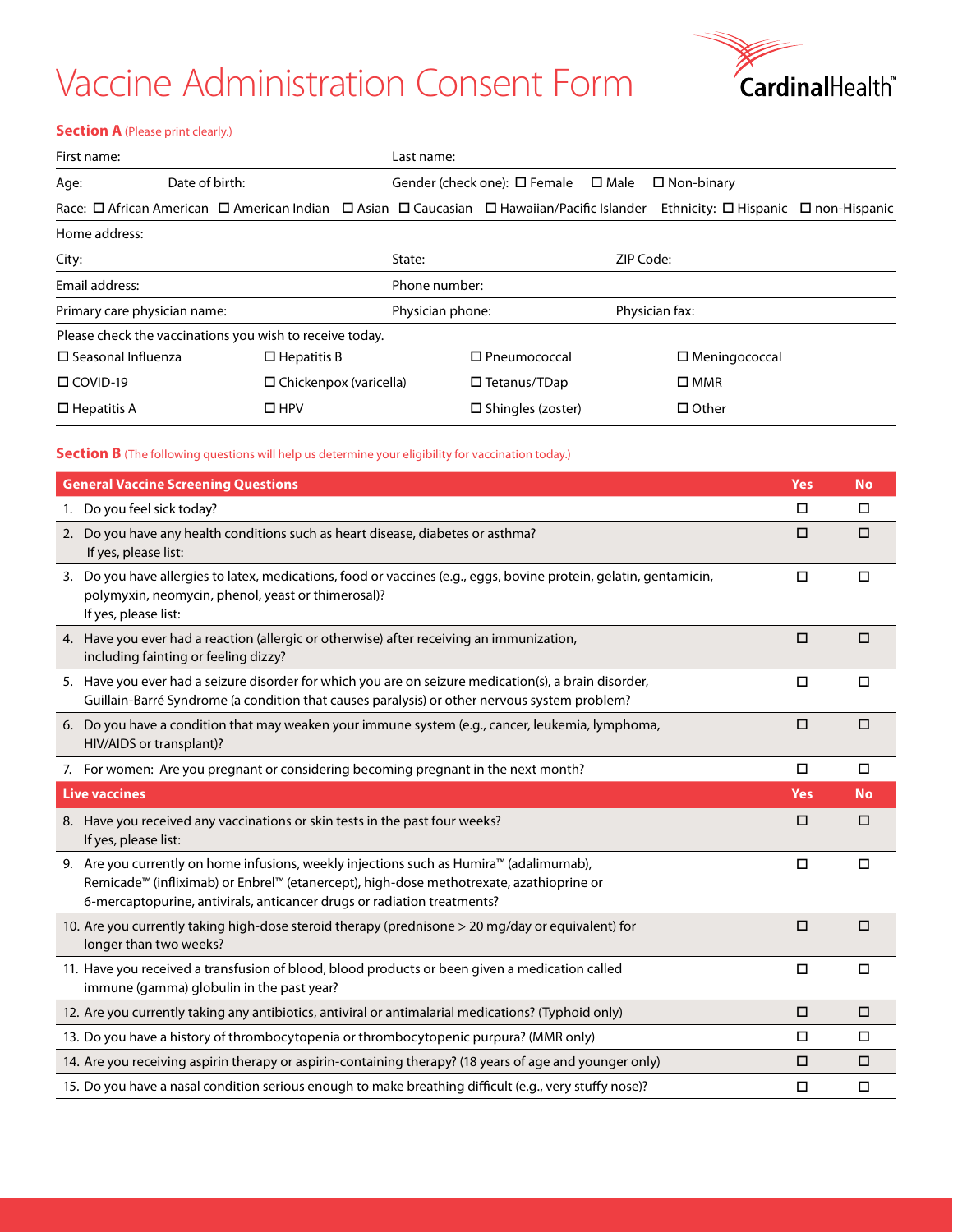# Vaccine Administration Consent Form

CardinalHealth™

**Section A** (Please print clearly.)

First name: Last name:

Age: Date of birth: Gender (check one): ☐ Female ☐ Male ☐ Non-binary

Race: ☐ African American ☐ American Indian ☐ Asian ☐ Caucasian ☐ Hawaiian/Pacific Islander Ethnicity: ☐ Hispanic ☐ non-Hispanic

Home address:

City: State: ZIP Code:

Email address: Phone number:

Primary care physician name: Physician phone: Physician fax:

Please check the vaccinations you wish to receive today.

| | | | |
|---|---|---|---|
| ☐ Seasonal Influenza | ☐ Hepatitis B | ☐ Pneumococcal | ☐ Meningococcal |
| ☐ COVID-19 | ☐ Chickenpox (varicella) | ☐ Tetanus/TDap | ☐ MMR |
| ☐ Hepatitis A | ☐ HPV | ☐ Shingles (zoster) | ☐ Other |

**Section B** (The following questions will help us determine your eligibility for vaccination today.)

| General Vaccine Screening Questions | Yes | No |
|---|---|---|
| 1. Do you feel sick today? | ☐ | ☐ |
| 2. Do you have any health conditions such as heart disease, diabetes or asthma? If yes, please list: | ☐ | ☐ |
| 3. Do you have allergies to latex, medications, food or vaccines (e.g., eggs, bovine protein, gelatin, gentamicin, polymyxin, neomycin, phenol, yeast or thimerosal)? If yes, please list: | ☐ | ☐ |
| 4. Have you ever had a reaction (allergic or otherwise) after receiving an immunization, including fainting or feeling dizzy? | ☐ | ☐ |
| 5. Have you ever had a seizure disorder for which you are on seizure medication(s), a brain disorder, Guillain-Barré Syndrome (a condition that causes paralysis) or other nervous system problem? | ☐ | ☐ |
| 6. Do you have a condition that may weaken your immune system (e.g., cancer, leukemia, lymphoma, HIV/AIDS or transplant)? | ☐ | ☐ |
| 7. For women: Are you pregnant or considering becoming pregnant in the next month? | ☐ | ☐ |
| **Live vaccines** | **Yes** | **No** |
| 8. Have you received any vaccinations or skin tests in the past four weeks? If yes, please list: | ☐ | ☐ |
| 9. Are you currently on home infusions, weekly injections such as Humira™ (adalimumab), Remicade™ (infliximab) or Enbrel™ (etanercept), high-dose methotrexate, azathioprine or 6-mercaptopurine, antivirals, anticancer drugs or radiation treatments? | ☐ | ☐ |
| 10. Are you currently taking high-dose steroid therapy (prednisone > 20 mg/day or equivalent) for longer than two weeks? | ☐ | ☐ |
| 11. Have you received a transfusion of blood, blood products or been given a medication called immune (gamma) globulin in the past year? | ☐ | ☐ |
| 12. Are you currently taking any antibiotics, antiviral or antimalarial medications? (Typhoid only) | ☐ | ☐ |
| 13. Do you have a history of thrombocytopenia or thrombocytopenic purpura? (MMR only) | ☐ | ☐ |
| 14. Are you receiving aspirin therapy or aspirin-containing therapy? (18 years of age and younger only) | ☐ | ☐ |
| 15. Do you have a nasal condition serious enough to make breathing difficult (e.g., very stuffy nose)? | ☐ | ☐ |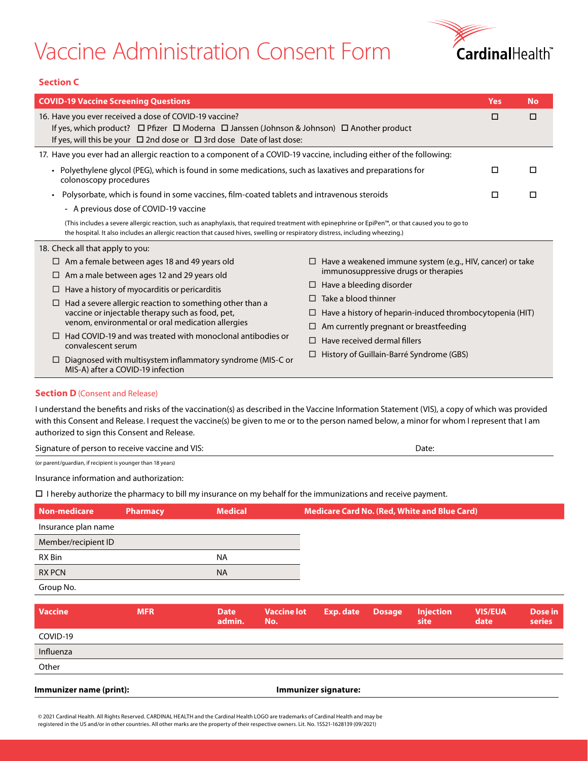# Vaccine Administration Consent Form

## Section C

| COVID-19 Vaccine Screening Questions | Yes | No |
|---|---|---|
| 16. Have you ever received a dose of COVID-19 vaccine?<br>If yes, which product? ☐ Pfizer ☐ Moderna ☐ Janssen (Johnson & Johnson) ☐ Another product<br>If yes, will this be your ☐ 2nd dose or ☐ 3rd dose Date of last dose: | ☐ | ☐ |
| 17. Have you ever had an allergic reaction to a component of a COVID-19 vaccine, including either of the following: | | |
| • Polyethylene glycol (PEG), which is found in some medications, such as laxatives and preparations for colonoscopy procedures | ☐ | ☐ |
| • Polysorbate, which is found in some vaccines, film-coated tablets and intravenous steroids<br>- A previous dose of COVID-19 vaccine | ☐ | ☐ |
| (This includes a severe allergic reaction, such as anaphylaxis, that required treatment with epinephrine or EpiPen™, or that caused you to go to the hospital. It also includes an allergic reaction that caused hives, swelling or respiratory distress, including wheezing.) | | |

18. Check all that apply to you:

- ☐ Am a female between ages 18 and 49 years old
- ☐ Am a male between ages 12 and 29 years old
- ☐ Have a history of myocarditis or pericarditis
- ☐ Had a severe allergic reaction to something other than a vaccine or injectable therapy such as food, pet, venom, environmental or oral medication allergies
- ☐ Had COVID-19 and was treated with monoclonal antibodies or convalescent serum
- ☐ Diagnosed with multisystem inflammatory syndrome (MIS-C or MIS-A) after a COVID-19 infection
- ☐ Have a weakened immune system (e.g., HIV, cancer) or take immunosuppressive drugs or therapies
- ☐ Have a bleeding disorder
- ☐ Take a blood thinner
- ☐ Have a history of heparin-induced thrombocytopenia (HIT)
- ☐ Am currently pregnant or breastfeeding
- ☐ Have received dermal fillers
- ☐ History of Guillain-Barré Syndrome (GBS)

## Section D (Consent and Release)

I understand the benefits and risks of the vaccination(s) as described in the Vaccine Information Statement (VIS), a copy of which was provided with this Consent and Release. I request the vaccine(s) be given to me or to the person named below, a minor for whom I represent that I am authorized to sign this Consent and Release.

Signature of person to receive vaccine and VIS: Date:

(or parent/guardian, if recipient is younger than 18 years)

Insurance information and authorization:

☐ I hereby authorize the pharmacy to bill my insurance on my behalf for the immunizations and receive payment.

| Non-medicare | Pharmacy | Medical | Medicare Card No. (Red, White and Blue Card) |
|---|---|---|---|
| Insurance plan name | | | |
| Member/recipient ID | | | |
| RX Bin | | NA | |
| RX PCN | | NA | |
| Group No. | | | |

| Vaccine | MFR | Date admin. | Vaccine lot No. | Exp. date | Dosage | Injection site | VIS/EUA date | Dose in series |
|---|---|---|---|---|---|---|---|---|
| COVID-19 | | | | | | | | |
| Influenza | | | | | | | | |
| Other | | | | | | | | |

**Immunizer name (print):** **Immunizer signature:**

© 2021 Cardinal Health. All Rights Reserved. CARDINAL HEALTH and the Cardinal Health LOGO are trademarks of Cardinal Health and may be registered in the US and/or in other countries. All other marks are the property of their respective owners. Lit. No. 1SS21-1628139 (09/2021)